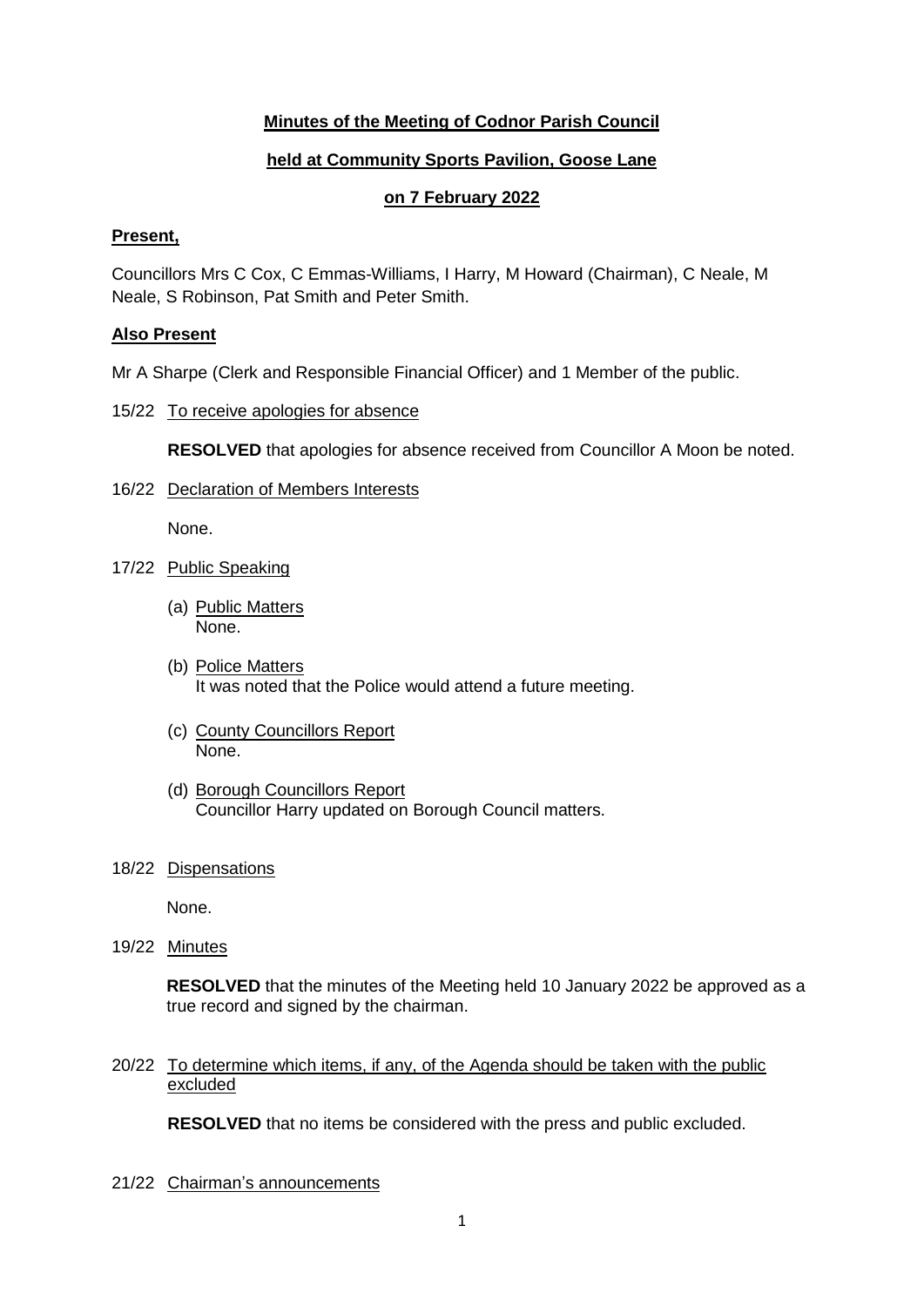**Minutes of the Meeting of Codnor Parish Council**

**held at Community Sports Pavilion, Goose Lane**

**on 7 February 2022**

**Present,**

Councillors Mrs C Cox, C Emmas-Williams, I Harry, M Howard (Chairman), C Neale, M Neale, S Robinson, Pat Smith and Peter Smith.

**Also Present**

Mr A Sharpe (Clerk and Responsible Financial Officer) and 1 Member of the public.

15/22 To receive apologies for absence

**RESOLVED** that apologies for absence received from Councillor A Moon be noted.

16/22 Declaration of Members Interests

None.

17/22 Public Speaking

(a) Public Matters
None.

(b) Police Matters
It was noted that the Police would attend a future meeting.

(c) County Councillors Report
None.

(d) Borough Councillors Report
Councillor Harry updated on Borough Council matters.

18/22 Dispensations

None.

19/22 Minutes

**RESOLVED** that the minutes of the Meeting held 10 January 2022 be approved as a true record and signed by the chairman.

20/22 To determine which items, if any, of the Agenda should be taken with the public excluded

**RESOLVED** that no items be considered with the press and public excluded.

21/22 Chairman's announcements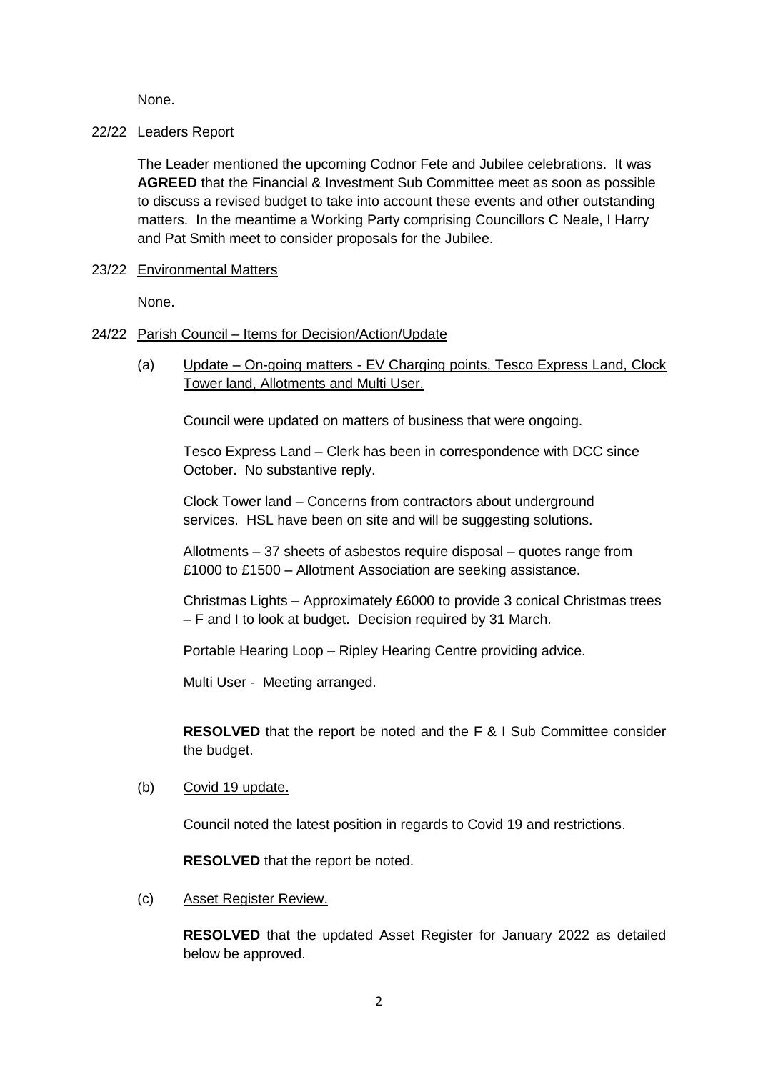None.

22/22 Leaders Report

The Leader mentioned the upcoming Codnor Fete and Jubilee celebrations. It was **AGREED** that the Financial & Investment Sub Committee meet as soon as possible to discuss a revised budget to take into account these events and other outstanding matters. In the meantime a Working Party comprising Councillors C Neale, I Harry and Pat Smith meet to consider proposals for the Jubilee.

23/22 Environmental Matters

None.

24/22 Parish Council – Items for Decision/Action/Update

(a) Update – On-going matters - EV Charging points, Tesco Express Land, Clock Tower land, Allotments and Multi User.

Council were updated on matters of business that were ongoing.

Tesco Express Land – Clerk has been in correspondence with DCC since October. No substantive reply.

Clock Tower land – Concerns from contractors about underground services. HSL have been on site and will be suggesting solutions.

Allotments – 37 sheets of asbestos require disposal – quotes range from £1000 to £1500 – Allotment Association are seeking assistance.

Christmas Lights – Approximately £6000 to provide 3 conical Christmas trees – F and I to look at budget. Decision required by 31 March.

Portable Hearing Loop – Ripley Hearing Centre providing advice.

Multi User - Meeting arranged.

**RESOLVED** that the report be noted and the F & I Sub Committee consider the budget.

(b) Covid 19 update.

Council noted the latest position in regards to Covid 19 and restrictions.

**RESOLVED** that the report be noted.

(c) Asset Register Review.

**RESOLVED** that the updated Asset Register for January 2022 as detailed below be approved.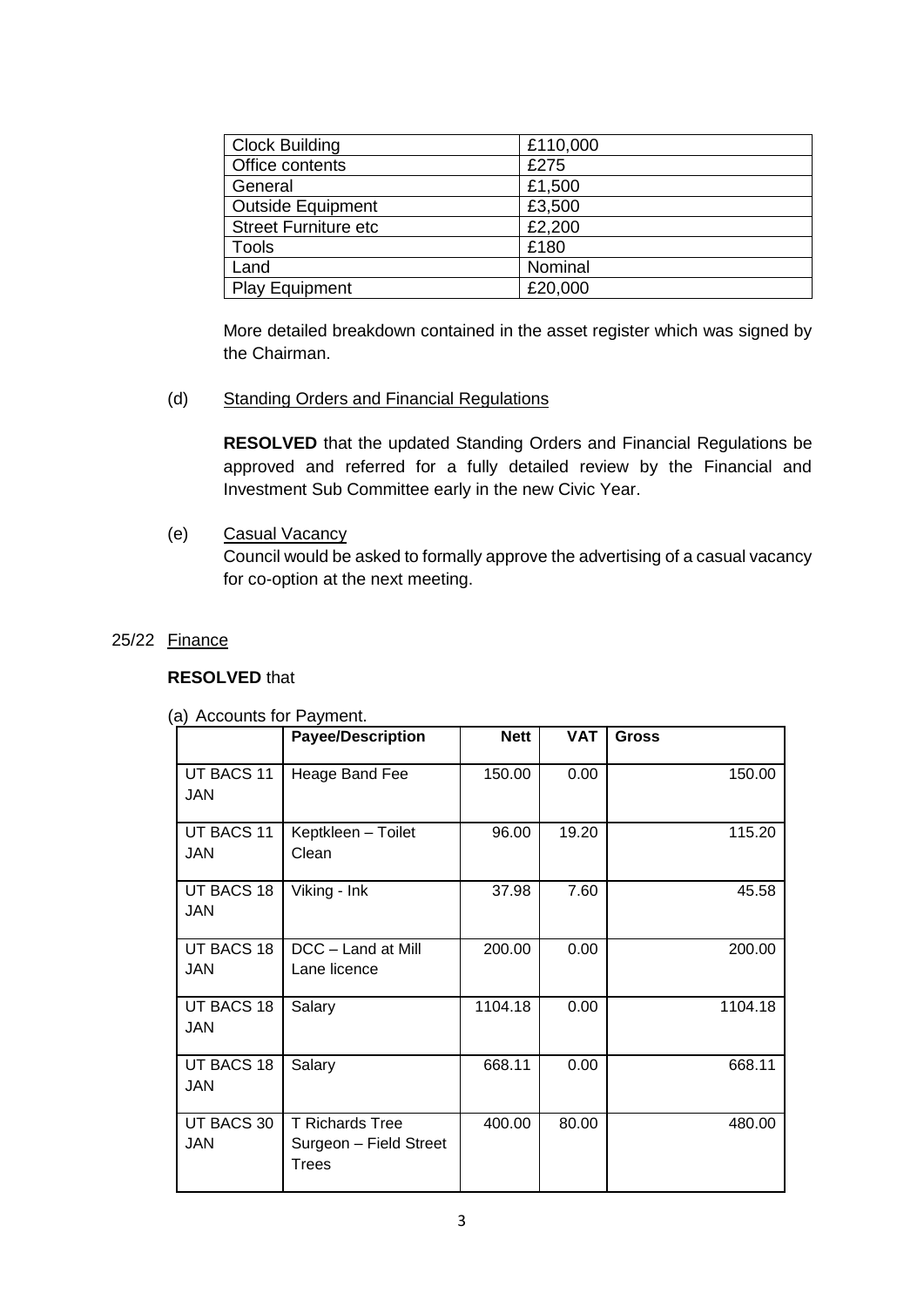| Clock Building | £110,000 |
| --- | --- |
| Office contents | £275 |
| General | £1,500 |
| Outside Equipment | £3,500 |
| Street Furniture etc | £2,200 |
| Tools | £180 |
| Land | Nominal |
| Play Equipment | £20,000 |

More detailed breakdown contained in the asset register which was signed by the Chairman.

(d) Standing Orders and Financial Regulations

**RESOLVED** that the updated Standing Orders and Financial Regulations be approved and referred for a fully detailed review by the Financial and Investment Sub Committee early in the new Civic Year.

(e) Casual Vacancy

Council would be asked to formally approve the advertising of a casual vacancy for co-option at the next meeting.

## 25/22 Finance

**RESOLVED** that

(a) Accounts for Payment.

| | Payee/Description | Nett | VAT | Gross |
| --- | --- | --- | --- | --- |
| UT BACS 11 JAN | Heage Band Fee | 150.00 | 0.00 | 150.00 |
| UT BACS 11 JAN | Keptkleen – Toilet Clean | 96.00 | 19.20 | 115.20 |
| UT BACS 18 JAN | Viking - Ink | 37.98 | 7.60 | 45.58 |
| UT BACS 18 JAN | DCC – Land at Mill Lane licence | 200.00 | 0.00 | 200.00 |
| UT BACS 18 JAN | Salary | 1104.18 | 0.00 | 1104.18 |
| UT BACS 18 JAN | Salary | 668.11 | 0.00 | 668.11 |
| UT BACS 30 JAN | T Richards Tree Surgeon – Field Street Trees | 400.00 | 80.00 | 480.00 |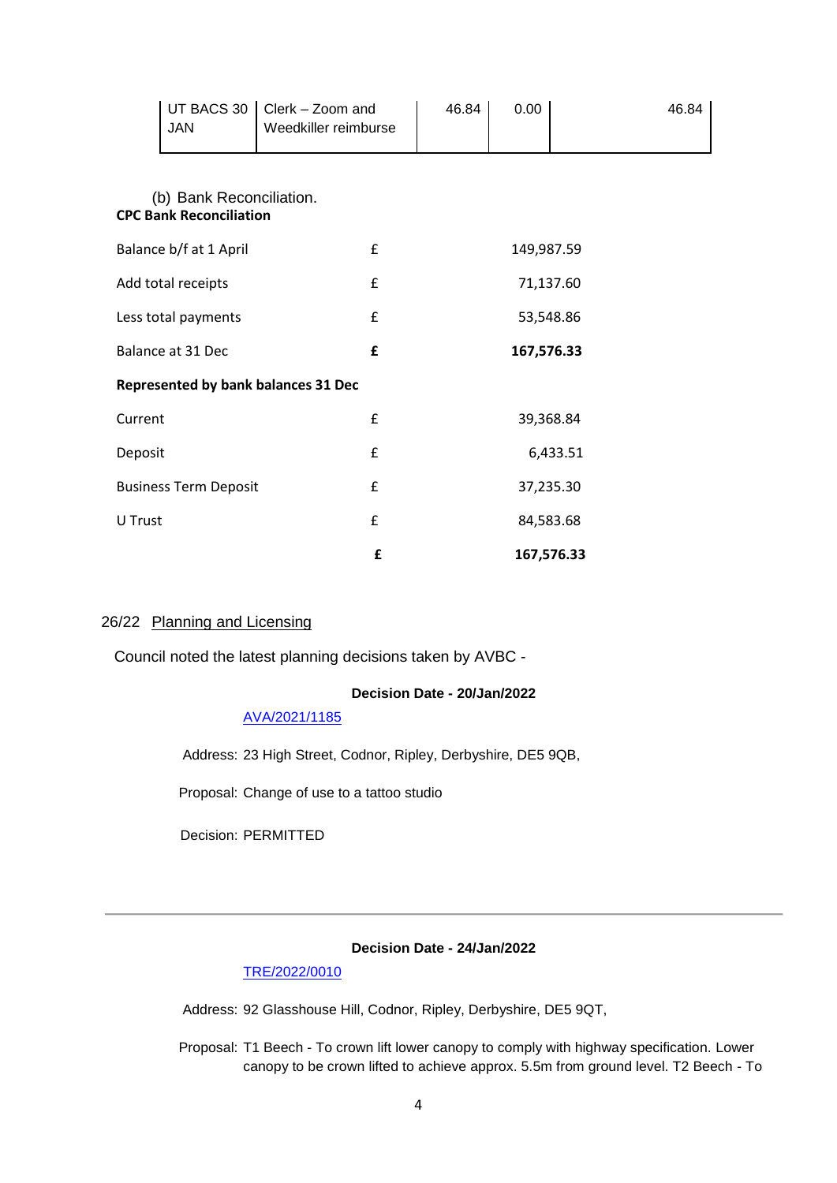| UT BACS 30 JAN | Clerk – Zoom and Weedkiller reimburse | 46.84 | 0.00 | 46.84 |
|---|---|---|---|---|

(b) Bank Reconciliation.

**CPC Bank Reconciliation**

| | | |
|---|---|---|
| Balance b/f at 1 April | £ | 149,987.59 |
| Add total receipts | £ | 71,137.60 |
| Less total payments | £ | 53,548.86 |
| Balance at 31 Dec | **£** | **167,576.33** |
| **Represented by bank balances 31 Dec** | | |
| Current | £ | 39,368.84 |
| Deposit | £ | 6,433.51 |
| Business Term Deposit | £ | 37,235.30 |
| U Trust | £ | 84,583.68 |
| | **£** | **167,576.33** |

26/22 Planning and Licensing

Council noted the latest planning decisions taken by AVBC -

**Decision Date - 20/Jan/2022**

AVA/2021/1185

Address: 23 High Street, Codnor, Ripley, Derbyshire, DE5 9QB,

Proposal: Change of use to a tattoo studio

Decision: PERMITTED

---

**Decision Date - 24/Jan/2022**

TRE/2022/0010

Address: 92 Glasshouse Hill, Codnor, Ripley, Derbyshire, DE5 9QT,

Proposal: T1 Beech - To crown lift lower canopy to comply with highway specification. Lower canopy to be crown lifted to achieve approx. 5.5m from ground level. T2 Beech - To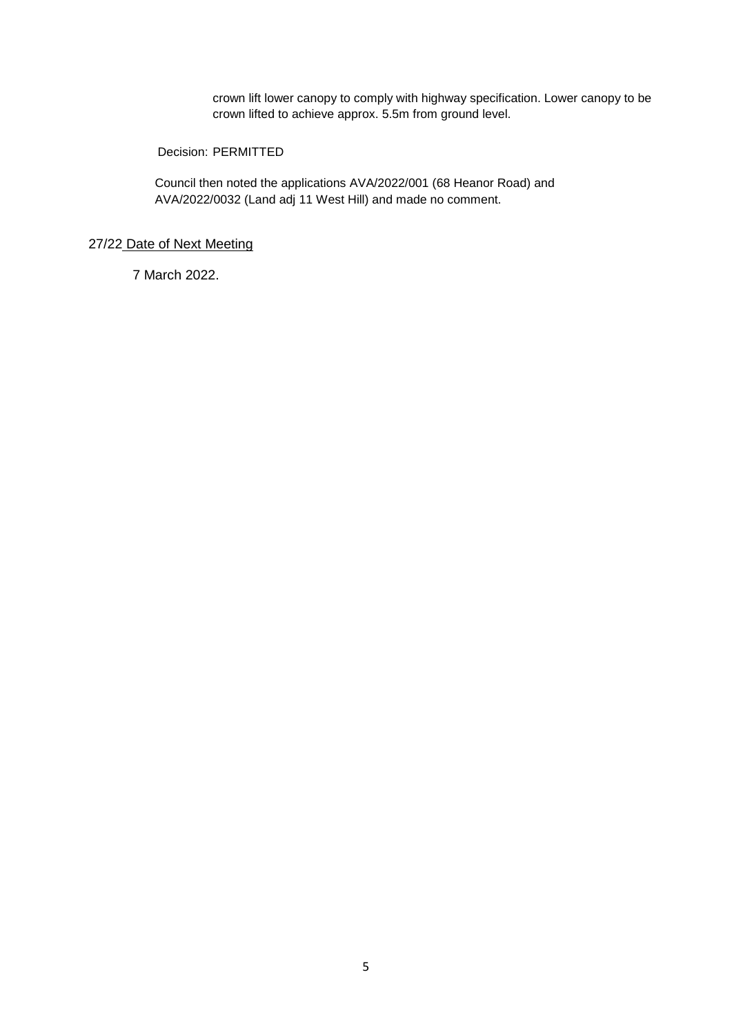crown lift lower canopy to comply with highway specification. Lower canopy to be crown lifted to achieve approx. 5.5m from ground level.

Decision: PERMITTED

Council then noted the applications AVA/2022/001 (68 Heanor Road) and AVA/2022/0032 (Land adj 11 West Hill) and made no comment.

## 27/22 Date of Next Meeting

7 March 2022.